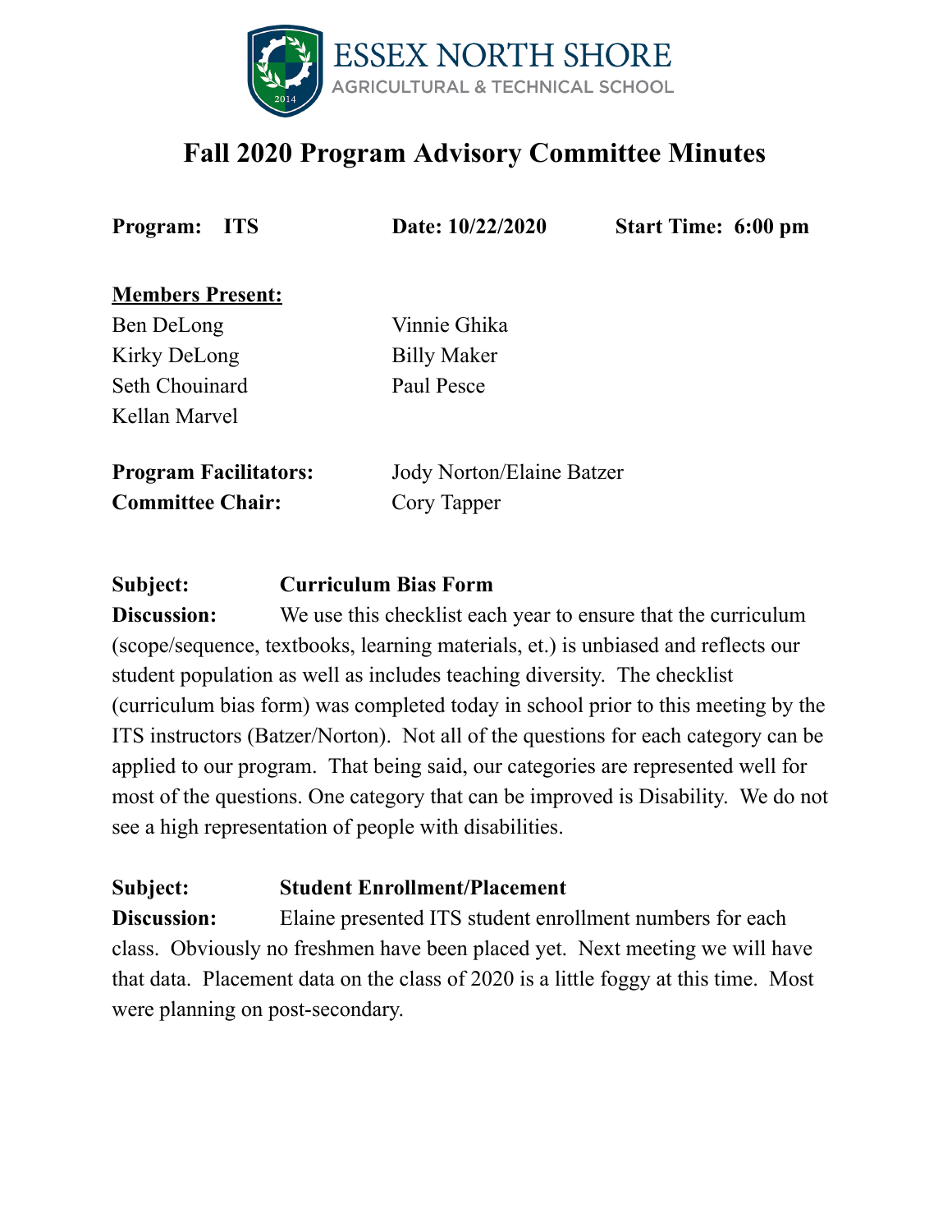ESSEX NORTH SHORE
AGRICULTURAL & TECHNICAL SCHOOL

# Fall 2020 Program Advisory Committee Minutes

**Program: ITS** **Date: 10/22/2020** **Start Time: 6:00 pm**

**Members Present:**

| | |
|---|---|
| Ben DeLong | Vinnie Ghika |
| Kirky DeLong | Billy Maker |
| Seth Chouinard | Paul Pesce |
| Kellan Marvel | |

**Program Facilitators:** Jody Norton/Elaine Batzer
**Committee Chair:** Cory Tapper

**Subject:** **Curriculum Bias Form**
**Discussion:** We use this checklist each year to ensure that the curriculum (scope/sequence, textbooks, learning materials, et.) is unbiased and reflects our student population as well as includes teaching diversity. The checklist (curriculum bias form) was completed today in school prior to this meeting by the ITS instructors (Batzer/Norton). Not all of the questions for each category can be applied to our program. That being said, our categories are represented well for most of the questions. One category that can be improved is Disability. We do not see a high representation of people with disabilities.

**Subject:** **Student Enrollment/Placement**
**Discussion:** Elaine presented ITS student enrollment numbers for each class. Obviously no freshmen have been placed yet. Next meeting we will have that data. Placement data on the class of 2020 is a little foggy at this time. Most were planning on post-secondary.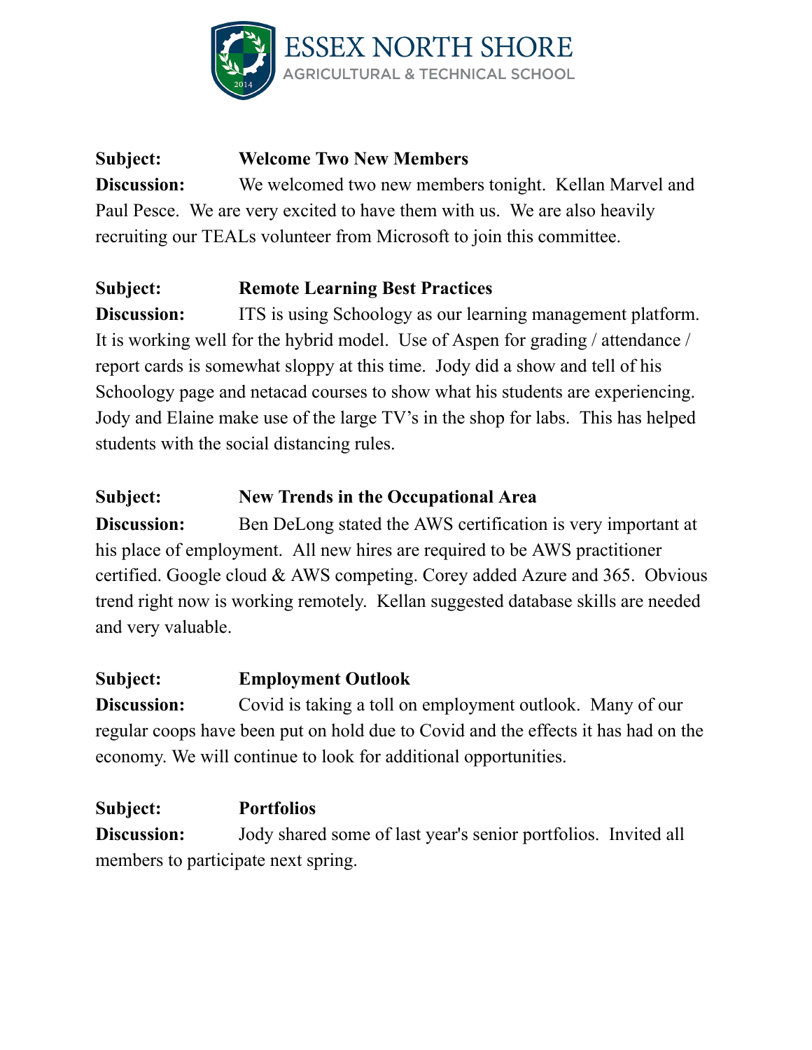**Subject:** **Welcome Two New Members**

**Discussion:** We welcomed two new members tonight. Kellan Marvel and Paul Pesce. We are very excited to have them with us. We are also heavily recruiting our TEALs volunteer from Microsoft to join this committee.

**Subject:** **Remote Learning Best Practices**

**Discussion:** ITS is using Schoology as our learning management platform. It is working well for the hybrid model. Use of Aspen for grading / attendance / report cards is somewhat sloppy at this time. Jody did a show and tell of his Schoology page and netacad courses to show what his students are experiencing. Jody and Elaine make use of the large TV's in the shop for labs. This has helped students with the social distancing rules.

**Subject:** **New Trends in the Occupational Area**

**Discussion:** Ben DeLong stated the AWS certification is very important at his place of employment. All new hires are required to be AWS practitioner certified. Google cloud & AWS competing. Corey added Azure and 365. Obvious trend right now is working remotely. Kellan suggested database skills are needed and very valuable.

**Subject:** **Employment Outlook**

**Discussion:** Covid is taking a toll on employment outlook. Many of our regular coops have been put on hold due to Covid and the effects it has had on the economy. We will continue to look for additional opportunities.

**Subject:** **Portfolios**

**Discussion:** Jody shared some of last year's senior portfolios. Invited all members to participate next spring.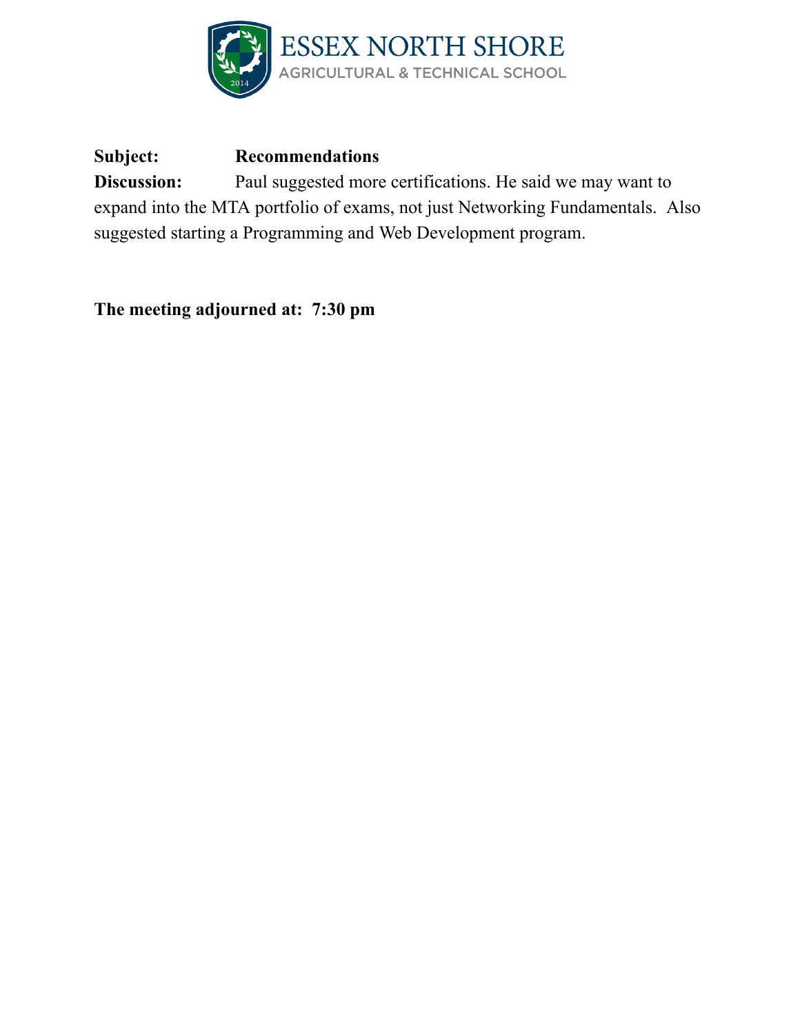**Subject:** **Recommendations**

**Discussion:** Paul suggested more certifications. He said we may want to expand into the MTA portfolio of exams, not just Networking Fundamentals. Also suggested starting a Programming and Web Development program.

**The meeting adjourned at: 7:30 pm**